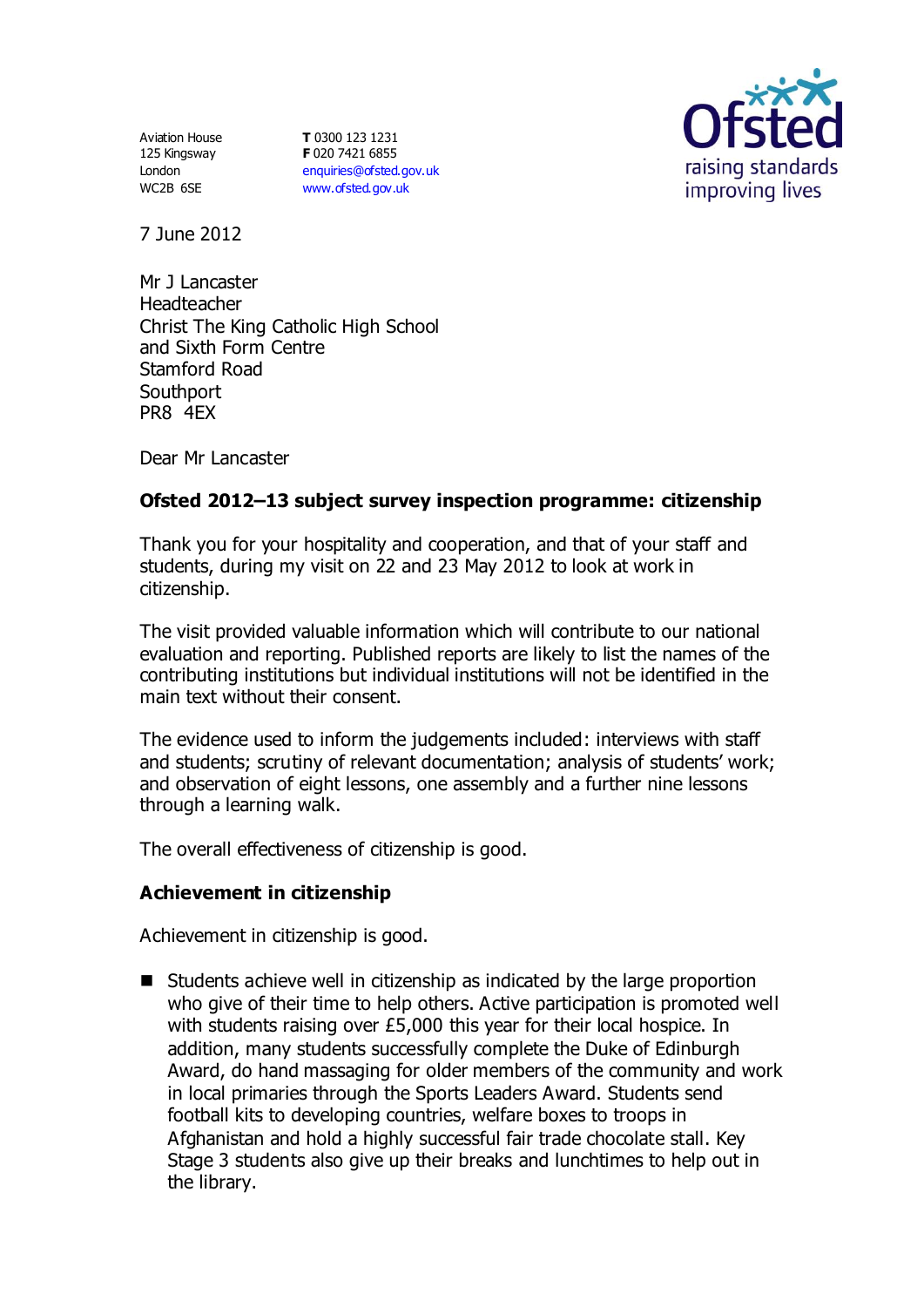Aviation House
125 Kingsway
London
WC2B 6SE

**T** 0300 123 1231
**F** 020 7421 6855
enquiries@ofsted.gov.uk
www.ofsted.gov.uk

7 June 2012

Mr J Lancaster
Headteacher
Christ The King Catholic High School
and Sixth Form Centre
Stamford Road
Southport
PR8 4EX

Dear Mr Lancaster

**Ofsted 2012–13 subject survey inspection programme: citizenship**

Thank you for your hospitality and cooperation, and that of your staff and students, during my visit on 22 and 23 May 2012 to look at work in citizenship.

The visit provided valuable information which will contribute to our national evaluation and reporting. Published reports are likely to list the names of the contributing institutions but individual institutions will not be identified in the main text without their consent.

The evidence used to inform the judgements included: interviews with staff and students; scrutiny of relevant documentation; analysis of students' work; and observation of eight lessons, one assembly and a further nine lessons through a learning walk.

The overall effectiveness of citizenship is good.

**Achievement in citizenship**

Achievement in citizenship is good.

- Students achieve well in citizenship as indicated by the large proportion who give of their time to help others. Active participation is promoted well with students raising over £5,000 this year for their local hospice. In addition, many students successfully complete the Duke of Edinburgh Award, do hand massaging for older members of the community and work in local primaries through the Sports Leaders Award. Students send football kits to developing countries, welfare boxes to troops in Afghanistan and hold a highly successful fair trade chocolate stall. Key Stage 3 students also give up their breaks and lunchtimes to help out in the library.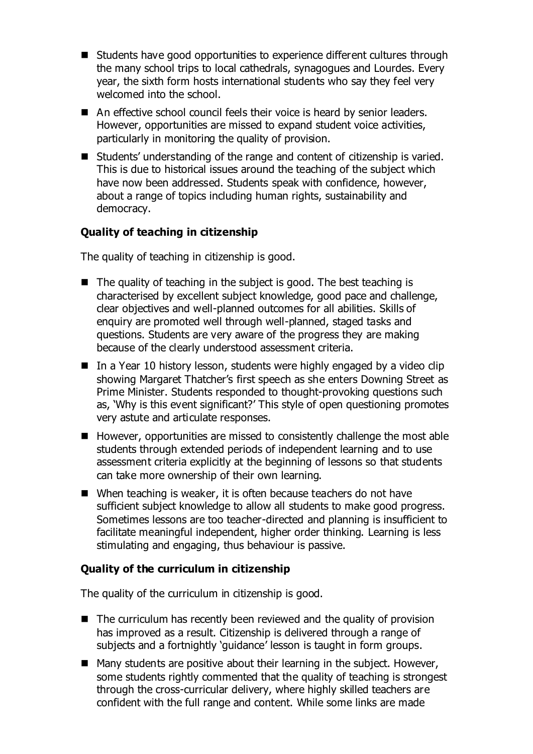- Students have good opportunities to experience different cultures through the many school trips to local cathedrals, synagogues and Lourdes. Every year, the sixth form hosts international students who say they feel very welcomed into the school.
- An effective school council feels their voice is heard by senior leaders. However, opportunities are missed to expand student voice activities, particularly in monitoring the quality of provision.
- Students' understanding of the range and content of citizenship is varied. This is due to historical issues around the teaching of the subject which have now been addressed. Students speak with confidence, however, about a range of topics including human rights, sustainability and democracy.

**Quality of teaching in citizenship**

The quality of teaching in citizenship is good.

- The quality of teaching in the subject is good. The best teaching is characterised by excellent subject knowledge, good pace and challenge, clear objectives and well-planned outcomes for all abilities. Skills of enquiry are promoted well through well-planned, staged tasks and questions. Students are very aware of the progress they are making because of the clearly understood assessment criteria.
- In a Year 10 history lesson, students were highly engaged by a video clip showing Margaret Thatcher's first speech as she enters Downing Street as Prime Minister. Students responded to thought-provoking questions such as, 'Why is this event significant?' This style of open questioning promotes very astute and articulate responses.
- However, opportunities are missed to consistently challenge the most able students through extended periods of independent learning and to use assessment criteria explicitly at the beginning of lessons so that students can take more ownership of their own learning.
- When teaching is weaker, it is often because teachers do not have sufficient subject knowledge to allow all students to make good progress. Sometimes lessons are too teacher-directed and planning is insufficient to facilitate meaningful independent, higher order thinking. Learning is less stimulating and engaging, thus behaviour is passive.

**Quality of the curriculum in citizenship**

The quality of the curriculum in citizenship is good.

- The curriculum has recently been reviewed and the quality of provision has improved as a result. Citizenship is delivered through a range of subjects and a fortnightly 'guidance' lesson is taught in form groups.
- Many students are positive about their learning in the subject. However, some students rightly commented that the quality of teaching is strongest through the cross-curricular delivery, where highly skilled teachers are confident with the full range and content. While some links are made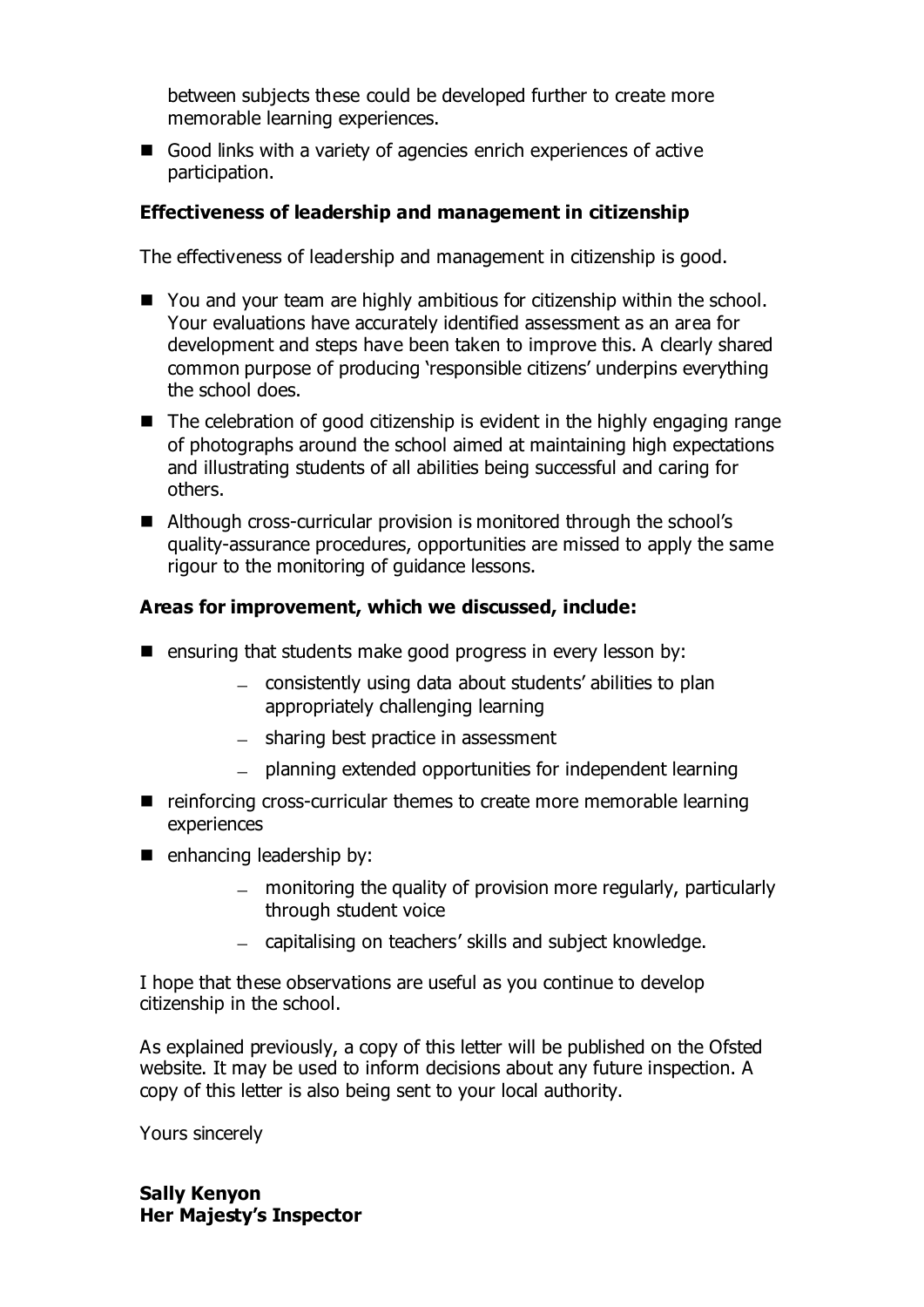between subjects these could be developed further to create more memorable learning experiences.

- Good links with a variety of agencies enrich experiences of active participation.

**Effectiveness of leadership and management in citizenship**

The effectiveness of leadership and management in citizenship is good.

- You and your team are highly ambitious for citizenship within the school. Your evaluations have accurately identified assessment as an area for development and steps have been taken to improve this. A clearly shared common purpose of producing 'responsible citizens' underpins everything the school does.
- The celebration of good citizenship is evident in the highly engaging range of photographs around the school aimed at maintaining high expectations and illustrating students of all abilities being successful and caring for others.
- Although cross-curricular provision is monitored through the school's quality-assurance procedures, opportunities are missed to apply the same rigour to the monitoring of guidance lessons.

**Areas for improvement, which we discussed, include:**

- ensuring that students make good progress in every lesson by:
  - consistently using data about students' abilities to plan appropriately challenging learning
  - sharing best practice in assessment
  - planning extended opportunities for independent learning
- reinforcing cross-curricular themes to create more memorable learning experiences
- enhancing leadership by:
  - monitoring the quality of provision more regularly, particularly through student voice
  - capitalising on teachers' skills and subject knowledge.

I hope that these observations are useful as you continue to develop citizenship in the school.

As explained previously, a copy of this letter will be published on the Ofsted website. It may be used to inform decisions about any future inspection. A copy of this letter is also being sent to your local authority.

Yours sincerely

**Sally Kenyon**
**Her Majesty's Inspector**